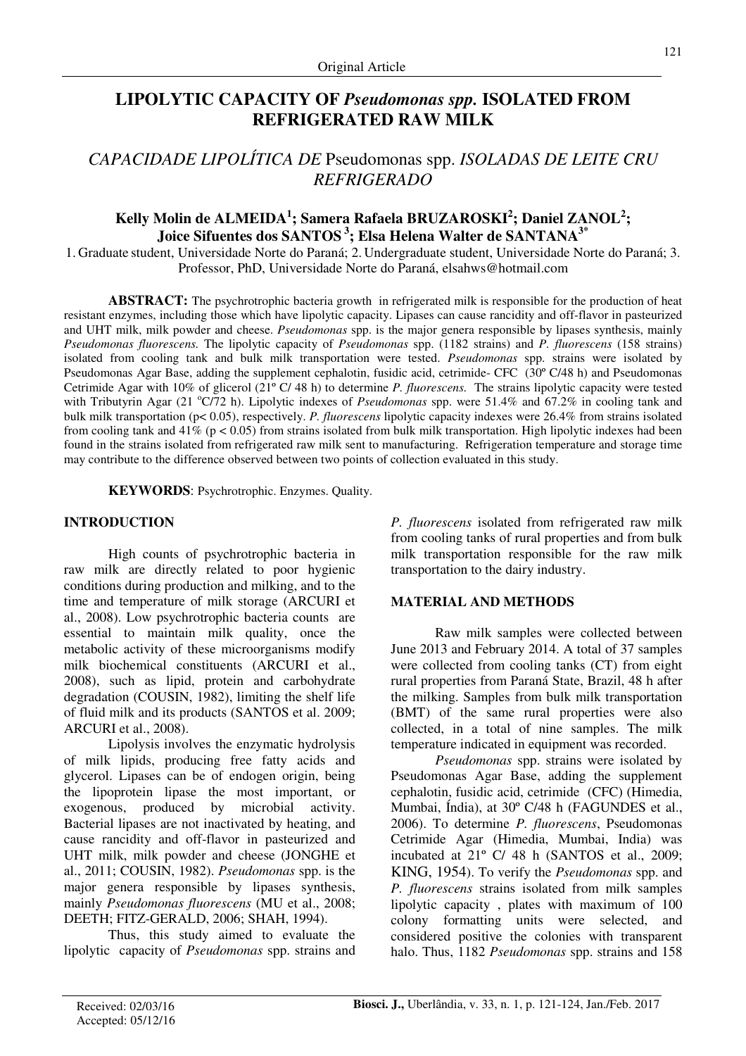Original Article

# LIPOLYTIC CAPACITY OF *Pseudomonas spp.* ISOLATED FROM REFRIGERATED RAW MILK

## *CAPACIDADE LIPOLÍTICA DE* Pseudomonas spp. *ISOLADAS DE LEITE CRU REFRIGERADO*

**Kelly Molin de ALMEIDA[1]; Samera Rafaela BRUZAROSKI[2]; Daniel ZANOL[2]; Joice Sifuentes dos SANTOS [3]; Elsa Helena Walter de SANTANA[3*]**

1. Graduate student, Universidade Norte do Paraná; 2. Undergraduate student, Universidade Norte do Paraná; 3. Professor, PhD, Universidade Norte do Paraná, elsahws@hotmail.com

**ABSTRACT:** The psychrotrophic bacteria growth in refrigerated milk is responsible for the production of heat resistant enzymes, including those which have lipolytic capacity. Lipases can cause rancidity and off-flavor in pasteurized and UHT milk, milk powder and cheese. *Pseudomonas* spp. is the major genera responsible by lipases synthesis, mainly *Pseudomonas fluorescens.* The lipolytic capacity of *Pseudomonas* spp. (1182 strains) and *P. fluorescens* (158 strains) isolated from cooling tank and bulk milk transportation were tested. *Pseudomonas* spp. strains were isolated by Pseudomonas Agar Base, adding the supplement cephalotin, fusidic acid, cetrimide- CFC (30º C/48 h) and Pseudomonas Cetrimide Agar with 10% of glicerol (21º C/ 48 h) to determine *P. fluorescens.* The strains lipolytic capacity were tested with Tributyrin Agar (21 ºC/72 h). Lipolytic indexes of *Pseudomonas* spp. were 51.4% and 67.2% in cooling tank and bulk milk transportation ($p < 0.05$), respectively. *P. fluorescens* lipolytic capacity indexes were 26.4% from strains isolated from cooling tank and 41% ($p < 0.05$) from strains isolated from bulk milk transportation. High lipolytic indexes had been found in the strains isolated from refrigerated raw milk sent to manufacturing. Refrigeration temperature and storage time may contribute to the difference observed between two points of collection evaluated in this study.

**KEYWORDS**: Psychrotrophic. Enzymes. Quality.

## INTRODUCTION

High counts of psychrotrophic bacteria in raw milk are directly related to poor hygienic conditions during production and milking, and to the time and temperature of milk storage (ARCURI et al., 2008). Low psychrotrophic bacteria counts are essential to maintain milk quality, once the metabolic activity of these microorganisms modify milk biochemical constituents (ARCURI et al., 2008), such as lipid, protein and carbohydrate degradation (COUSIN, 1982), limiting the shelf life of fluid milk and its products (SANTOS et al. 2009; ARCURI et al., 2008).

Lipolysis involves the enzymatic hydrolysis of milk lipids, producing free fatty acids and glycerol. Lipases can be of endogen origin, being the lipoprotein lipase the most important, or exogenous, produced by microbial activity. Bacterial lipases are not inactivated by heating, and cause rancidity and off-flavor in pasteurized and UHT milk, milk powder and cheese (JONGHE et al., 2011; COUSIN, 1982). *Pseudomonas* spp. is the major genera responsible by lipases synthesis, mainly *Pseudomonas fluorescens* (MU et al., 2008; DEETH; FITZ-GERALD, 2006; SHAH, 1994).

Thus, this study aimed to evaluate the lipolytic capacity of *Pseudomonas* spp. strains and *P. fluorescens* isolated from refrigerated raw milk from cooling tanks of rural properties and from bulk milk transportation responsible for the raw milk transportation to the dairy industry.

## MATERIAL AND METHODS

Raw milk samples were collected between June 2013 and February 2014. A total of 37 samples were collected from cooling tanks (CT) from eight rural properties from Paraná State, Brazil, 48 h after the milking. Samples from bulk milk transportation (BMT) of the same rural properties were also collected, in a total of nine samples. The milk temperature indicated in equipment was recorded.

*Pseudomonas* spp. strains were isolated by Pseudomonas Agar Base, adding the supplement cephalotin, fusidic acid, cetrimide (CFC) (Himedia, Mumbai, Índia), at 30º C/48 h (FAGUNDES et al., 2006). To determine *P. fluorescens*, Pseudomonas Cetrimide Agar (Himedia, Mumbai, India) was incubated at 21º C/ 48 h (SANTOS et al., 2009; KING, 1954). To verify the *Pseudomonas* spp. and *P. fluorescens* strains isolated from milk samples lipolytic capacity , plates with maximum of 100 colony formatting units were selected, and considered positive the colonies with transparent halo. Thus, 1182 *Pseudomonas* spp. strains and 158

Received: 02/03/16
Accepted: 05/12/16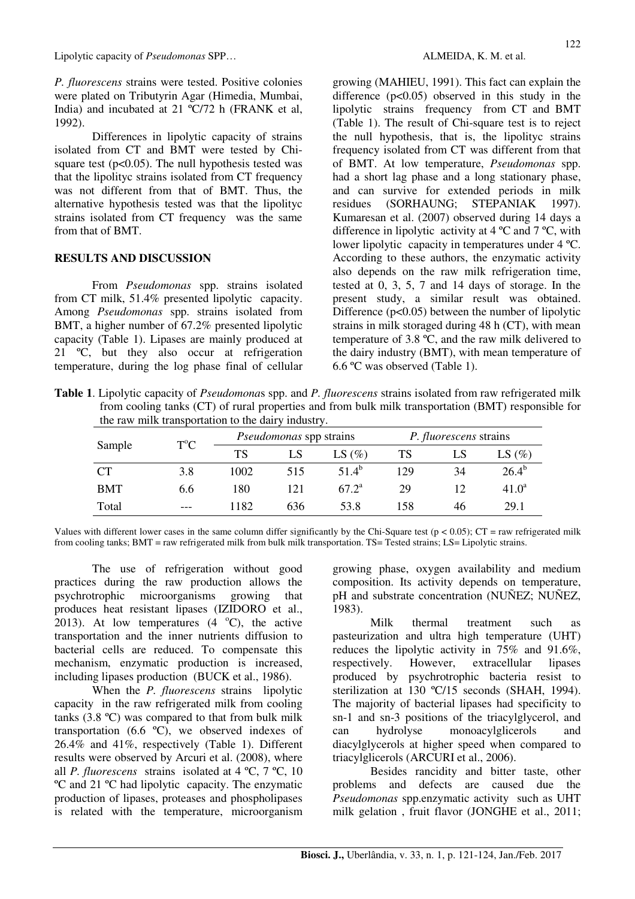*P. fluorescens* strains were tested. Positive colonies were plated on Tributyrin Agar (Himedia, Mumbai, India) and incubated at 21 ºC/72 h (FRANK et al, 1992).

Differences in lipolytic capacity of strains isolated from CT and BMT were tested by Chi-square test ($p<0.05$). The null hypothesis tested was that the lipolityc strains isolated from CT frequency was not different from that of BMT. Thus, the alternative hypothesis tested was that the lipolityc strains isolated from CT frequency was the same from that of BMT.

## RESULTS AND DISCUSSION

From *Pseudomonas* spp. strains isolated from CT milk, 51.4% presented lipolytic capacity. Among *Pseudomonas* spp. strains isolated from BMT, a higher number of 67.2% presented lipolytic capacity (Table 1). Lipases are mainly produced at 21 ºC, but they also occur at refrigeration temperature, during the log phase final of cellular growing (MAHIEU, 1991). This fact can explain the difference ($p<0.05$) observed in this study in the lipolytic strains frequency from CT and BMT (Table 1). The result of Chi-square test is to reject the null hypothesis, that is, the lipolityc strains frequency isolated from CT was different from that of BMT. At low temperature, *Pseudomonas* spp. had a short lag phase and a long stationary phase, and can survive for extended periods in milk residues (SORHAUNG; STEPANIAK 1997). Kumaresan et al. (2007) observed during 14 days a difference in lipolytic activity at 4 ºC and 7 ºC, with lower lipolytic capacity in temperatures under 4 ºC. According to these authors, the enzymatic activity also depends on the raw milk refrigeration time, tested at 0, 3, 5, 7 and 14 days of storage. In the present study, a similar result was obtained. Difference ($p<0.05$) between the number of lipolytic strains in milk storaged during 48 h (CT), with mean temperature of 3.8 ºC, and the raw milk delivered to the dairy industry (BMT), with mean temperature of 6.6 ºC was observed (Table 1).

**Table 1**. Lipolytic capacity of *Pseudomona*s spp. and *P. fluorescens* strains isolated from raw refrigerated milk from cooling tanks (CT) of rural properties and from bulk milk transportation (BMT) responsible for the raw milk transportation to the dairy industry.

| Sample | T°C | *Pseudomonas* spp strains | | | *P. fluorescens* strains | | |
|---|---|---|---|---|---|---|---|
| | | TS | LS | LS (%) | TS | LS | LS (%) |
| CT | 3.8 | 1002 | 515 | $51.4^{b}$ | 129 | 34 | $26.4^{b}$ |
| BMT | 6.6 | 180 | 121 | $67.2^{a}$ | 29 | 12 | $41.0^{a}$ |
| Total | --- | 1182 | 636 | 53.8 | 158 | 46 | 29.1 |

Values with different lower cases in the same column differ significantly by the Chi-Square test ($p < 0.05$); CT = raw refrigerated milk from cooling tanks; BMT = raw refrigerated milk from bulk milk transportation. TS= Tested strains; LS= Lipolytic strains.

The use of refrigeration without good practices during the raw production allows the psychrotrophic microorganisms growing that produces heat resistant lipases (IZIDORO et al., 2013). At low temperatures (4 °C), the active transportation and the inner nutrients diffusion to bacterial cells are reduced. To compensate this mechanism, enzymatic production is increased, including lipases production (BUCK et al., 1986).

When the *P. fluorescens* strains lipolytic capacity in the raw refrigerated milk from cooling tanks (3.8 ºC) was compared to that from bulk milk transportation (6.6 ºC), we observed indexes of 26.4% and 41%, respectively (Table 1). Different results were observed by Arcuri et al. (2008), where all *P. fluorescens* strains isolated at 4 ºC, 7 ºC, 10 ºC and 21 ºC had lipolytic capacity. The enzymatic production of lipases, proteases and phospholipases is related with the temperature, microorganism growing phase, oxygen availability and medium composition. Its activity depends on temperature, pH and substrate concentration (NUÑEZ; NUÑEZ, 1983).

Milk thermal treatment such as pasteurization and ultra high temperature (UHT) reduces the lipolytic activity in 75% and 91.6%, respectively. However, extracellular lipases produced by psychrotrophic bacteria resist to sterilization at 130 ºC/15 seconds (SHAH, 1994). The majority of bacterial lipases had specificity to sn-1 and sn-3 positions of the triacylglycerol, and can hydrolyse monoacylglicerols and diacylglycerols at higher speed when compared to triacylglicerols (ARCURI et al., 2006).

Besides rancidity and bitter taste, other problems and defects are caused due the *Pseudomonas* spp.enzymatic activity such as UHT milk gelation , fruit flavor (JONGHE et al., 2011;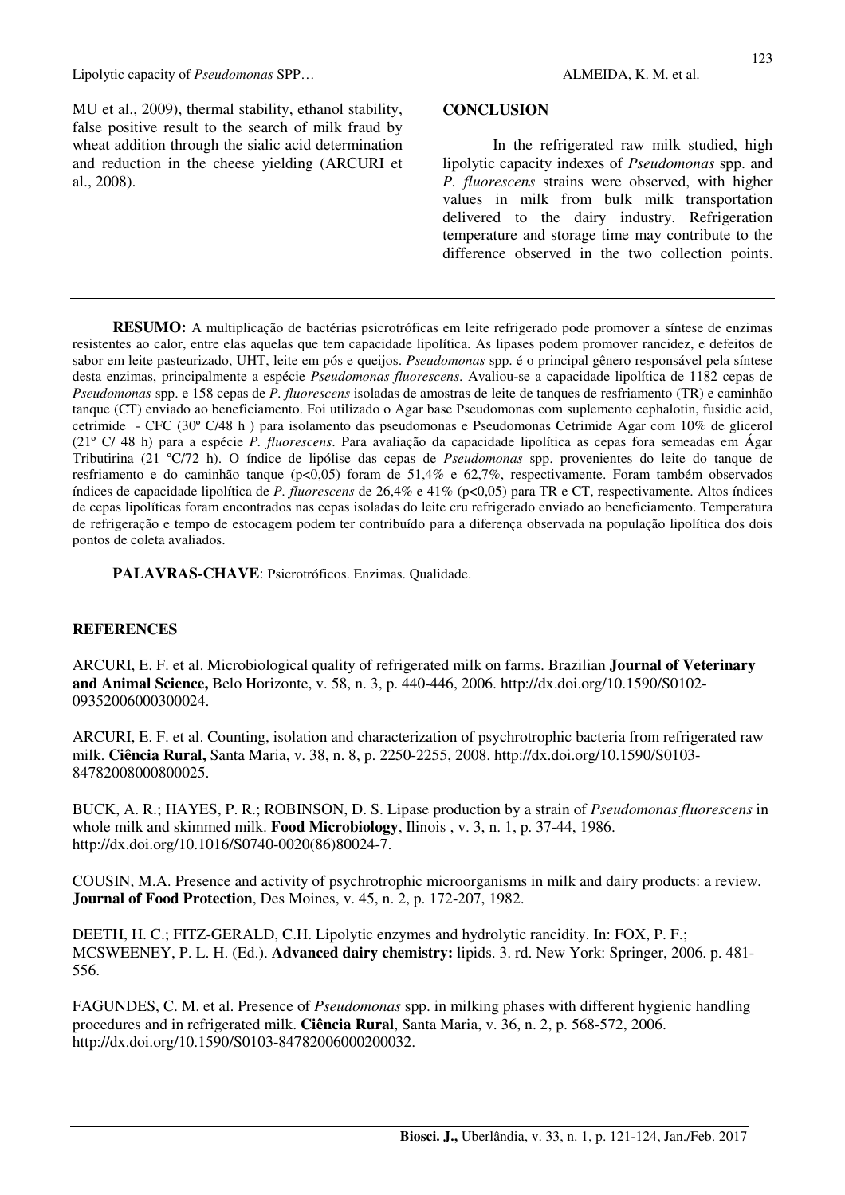MU et al., 2009), thermal stability, ethanol stability, false positive result to the search of milk fraud by wheat addition through the sialic acid determination and reduction in the cheese yielding (ARCURI et al., 2008).

## CONCLUSION

In the refrigerated raw milk studied, high lipolytic capacity indexes of *Pseudomonas* spp. and *P. fluorescens* strains were observed, with higher values in milk from bulk milk transportation delivered to the dairy industry. Refrigeration temperature and storage time may contribute to the difference observed in the two collection points.

---

**RESUMO:** A multiplicação de bactérias psicrotróficas em leite refrigerado pode promover a síntese de enzimas resistentes ao calor, entre elas aquelas que tem capacidade lipolítica. As lipases podem promover rancidez, e defeitos de sabor em leite pasteurizado, UHT, leite em pós e queijos. *Pseudomonas* spp. é o principal gênero responsável pela síntese desta enzimas, principalmente a espécie *Pseudomonas fluorescens*. Avaliou-se a capacidade lipolítica de 1182 cepas de *Pseudomonas* spp. e 158 cepas de *P. fluorescens* isoladas de amostras de leite de tanques de resfriamento (TR) e caminhão tanque (CT) enviado ao beneficiamento. Foi utilizado o Agar base Pseudomonas com suplemento cephalotin, fusidic acid, cetrimide - CFC (30º C/48 h ) para isolamento das pseudomonas e Pseudomonas Cetrimide Agar com 10% de glicerol (21º C/ 48 h) para a espécie *P. fluorescens*. Para avaliação da capacidade lipolítica as cepas fora semeadas em Ágar Tributirina (21 ºC/72 h). O índice de lipólise das cepas de *Pseudomonas* spp. provenientes do leite do tanque de resfriamento e do caminhão tanque ($p<0,05$) foram de 51,4% e 62,7%, respectivamente. Foram também observados índices de capacidade lipolítica de *P. fluorescens* de 26,4% e 41% ($p<0,05$) para TR e CT, respectivamente. Altos índices de cepas lipolíticas foram encontrados nas cepas isoladas do leite cru refrigerado enviado ao beneficiamento. Temperatura de refrigeração e tempo de estocagem podem ter contribuído para a diferença observada na população lipolítica dos dois pontos de coleta avaliados.

**PALAVRAS-CHAVE**: Psicrotróficos. Enzimas. Qualidade.

---

## REFERENCES

ARCURI, E. F. et al. Microbiological quality of refrigerated milk on farms. Brazilian **Journal of Veterinary and Animal Science,** Belo Horizonte, v. 58, n. 3, p. 440-446, 2006. http://dx.doi.org/10.1590/S0102-09352006000300024.

ARCURI, E. F. et al. Counting, isolation and characterization of psychrotrophic bacteria from refrigerated raw milk. **Ciência Rural,** Santa Maria, v. 38, n. 8, p. 2250-2255, 2008. http://dx.doi.org/10.1590/S0103-84782008000800025.

BUCK, A. R.; HAYES, P. R.; ROBINSON, D. S. Lipase production by a strain of *Pseudomonas fluorescens* in whole milk and skimmed milk. **Food Microbiology**, Ilinois , v. 3, n. 1, p. 37-44, 1986. http://dx.doi.org/10.1016/S0740-0020(86)80024-7.

COUSIN, M.A. Presence and activity of psychrotropic microorganisms in milk and dairy products: a review. **Journal of Food Protection**, Des Moines, v. 45, n. 2, p. 172-207, 1982.

DEETH, H. C.; FITZ-GERALD, C.H. Lipolytic enzymes and hydrolytic rancidity. In: FOX, P. F.; MCSWEENEY, P. L. H. (Ed.). **Advanced dairy chemistry:** lipids. 3. rd. New York: Springer, 2006. p. 481-556.

FAGUNDES, C. M. et al. Presence of *Pseudomonas* spp. in milking phases with different hygienic handling procedures and in refrigerated milk. **Ciência Rural**, Santa Maria, v. 36, n. 2, p. 568-572, 2006. http://dx.doi.org/10.1590/S0103-84782006000200032.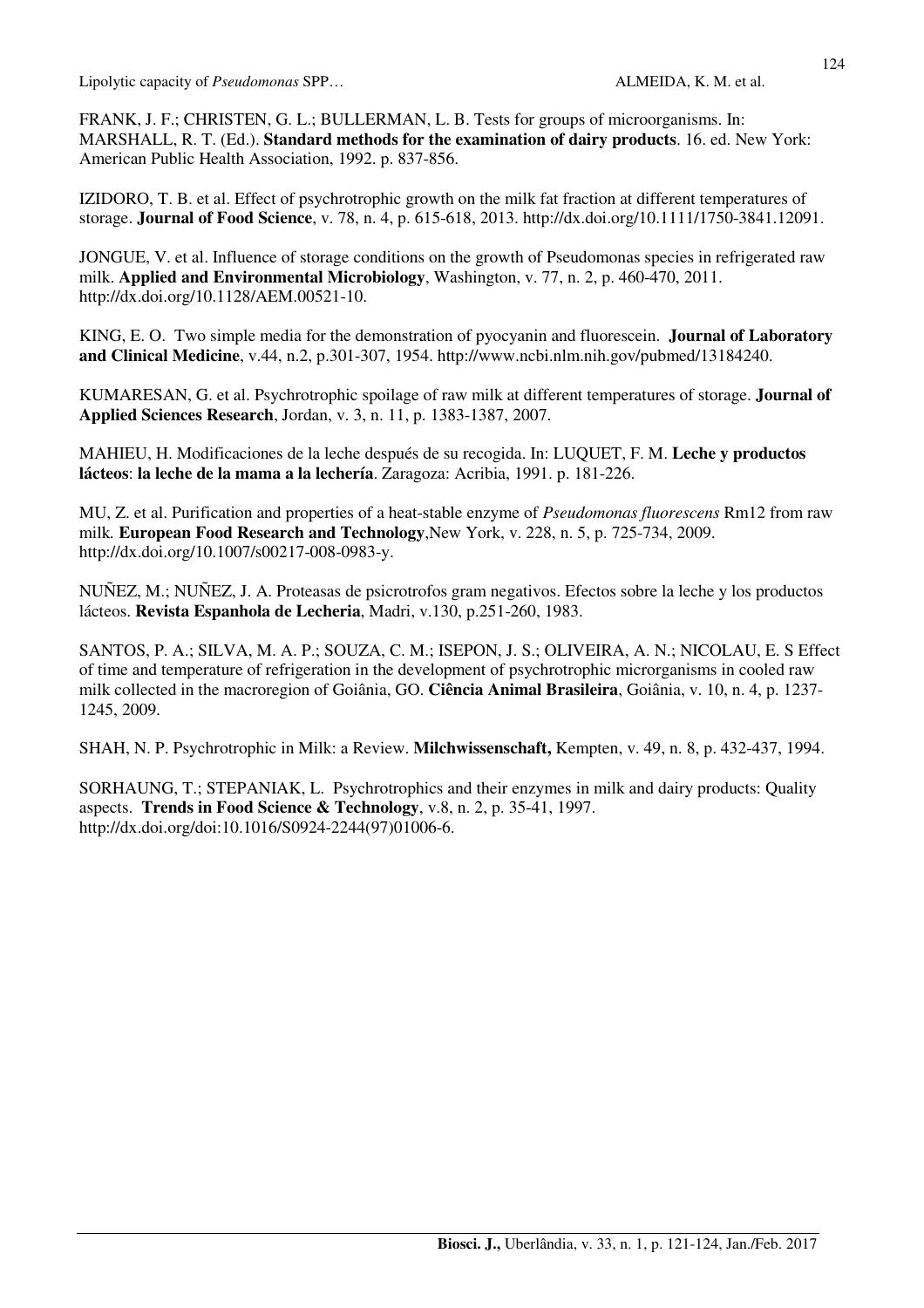FRANK, J. F.; CHRISTEN, G. L.; BULLERMAN, L. B. Tests for groups of microorganisms. In: MARSHALL, R. T. (Ed.). **Standard methods for the examination of dairy products**. 16. ed. New York: American Public Health Association, 1992. p. 837-856.

IZIDORO, T. B. et al. Effect of psychrotrophic growth on the milk fat fraction at different temperatures of storage. **Journal of Food Science**, v. 78, n. 4, p. 615-618, 2013. http://dx.doi.org/10.1111/1750-3841.12091.

JONGUE, V. et al. Influence of storage conditions on the growth of Pseudomonas species in refrigerated raw milk. **Applied and Environmental Microbiology**, Washington, v. 77, n. 2, p. 460-470, 2011. http://dx.doi.org/10.1128/AEM.00521-10.

KING, E. O. Two simple media for the demonstration of pyocyanin and fluorescein. **Journal of Laboratory and Clinical Medicine**, v.44, n.2, p.301-307, 1954. http://www.ncbi.nlm.nih.gov/pubmed/13184240.

KUMARESAN, G. et al. Psychrotrophic spoilage of raw milk at different temperatures of storage. **Journal of Applied Sciences Research**, Jordan, v. 3, n. 11, p. 1383-1387, 2007.

MAHIEU, H. Modificaciones de la leche después de su recogida. In: LUQUET, F. M. **Leche y productos lácteos**: **la leche de la mama a la lechería**. Zaragoza: Acribia, 1991. p. 181-226.

MU, Z. et al. Purification and properties of a heat-stable enzyme of *Pseudomonas fluorescens* Rm12 from raw milk. **European Food Research and Technology**,New York, v. 228, n. 5, p. 725-734, 2009. http://dx.doi.org/10.1007/s00217-008-0983-y.

NUÑEZ, M.; NUÑEZ, J. A. Proteasas de psicrotrofos gram negativos. Efectos sobre la leche y los productos lácteos. **Revista Espanhola de Lecheria**, Madri, v.130, p.251-260, 1983.

SANTOS, P. A.; SILVA, M. A. P.; SOUZA, C. M.; ISEPON, J. S.; OLIVEIRA, A. N.; NICOLAU, E. S Effect of time and temperature of refrigeration in the development of psychrotrophic microrganisms in cooled raw milk collected in the macroregion of Goiânia, GO. **Ciência Animal Brasileira**, Goiânia, v. 10, n. 4, p. 1237-1245, 2009.

SHAH, N. P. Psychrotrophic in Milk: a Review. **Milchwissenschaft,** Kempten, v. 49, n. 8, p. 432-437, 1994.

SORHAUNG, T.; STEPANIAK, L. Psychrotrophics and their enzymes in milk and dairy products: Quality aspects. **Trends in Food Science & Technology**, v.8, n. 2, p. 35-41, 1997. http://dx.doi.org/doi:10.1016/S0924-2244(97)01006-6.